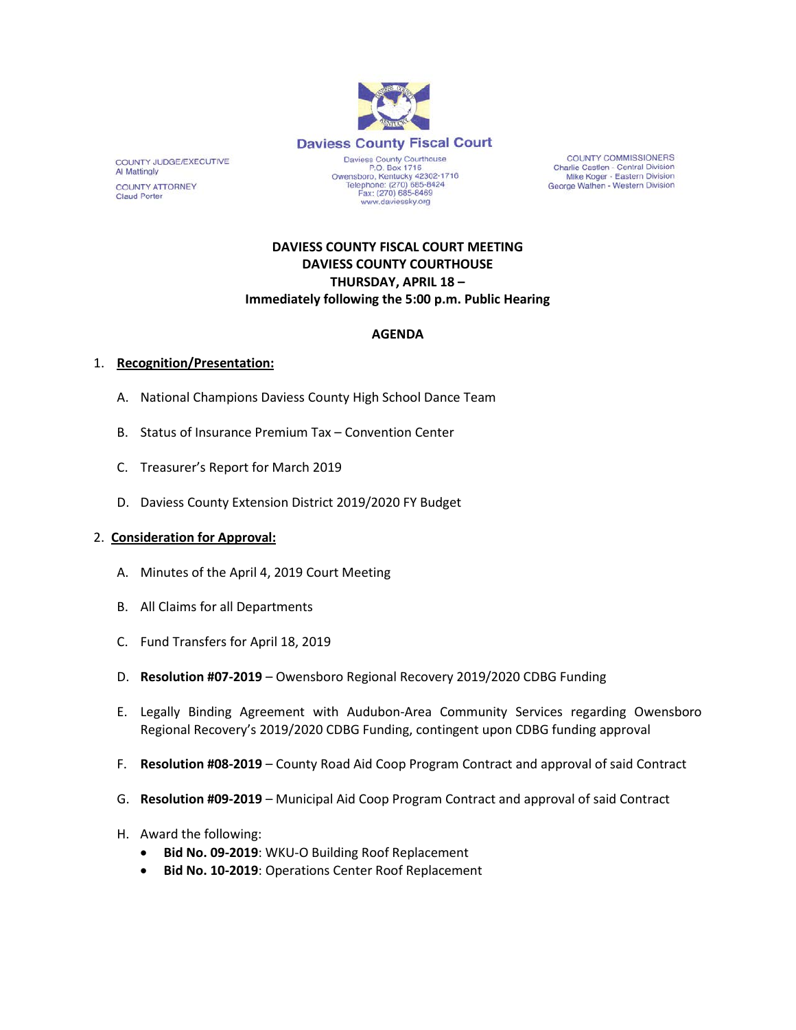**Daviess County Fiscal Court**

Daviess County Courthouse
P.O. Box 1716
Owensboro, Kentucky 42302-1716
Telephone: (270) 685-8424
Fax: (270) 685-8469
www.daviessky.org

COUNTY JUDGE/EXECUTIVE
Al Mattingly

COUNTY ATTORNEY
Claud Porter

COUNTY COMMISSIONERS
Charlie Castlen - Central Division
Mike Koger - Eastern Division
George Wathen - Western Division

**DAVIESS COUNTY FISCAL COURT MEETING**
**DAVIESS COUNTY COURTHOUSE**
**THURSDAY, APRIL 18 –**
**Immediately following the 5:00 p.m. Public Hearing**

**AGENDA**

1. **Recognition/Presentation:**

   A. National Champions Daviess County High School Dance Team

   B. Status of Insurance Premium Tax – Convention Center

   C. Treasurer's Report for March 2019

   D. Daviess County Extension District 2019/2020 FY Budget

2. **Consideration for Approval:**

   A. Minutes of the April 4, 2019 Court Meeting

   B. All Claims for all Departments

   C. Fund Transfers for April 18, 2019

   D. **Resolution #07-2019** – Owensboro Regional Recovery 2019/2020 CDBG Funding

   E. Legally Binding Agreement with Audubon-Area Community Services regarding Owensboro Regional Recovery's 2019/2020 CDBG Funding, contingent upon CDBG funding approval

   F. **Resolution #08-2019** – County Road Aid Coop Program Contract and approval of said Contract

   G. **Resolution #09-2019** – Municipal Aid Coop Program Contract and approval of said Contract

   H. Award the following:
      - **Bid No. 09-2019**: WKU-O Building Roof Replacement
      - **Bid No. 10-2019**: Operations Center Roof Replacement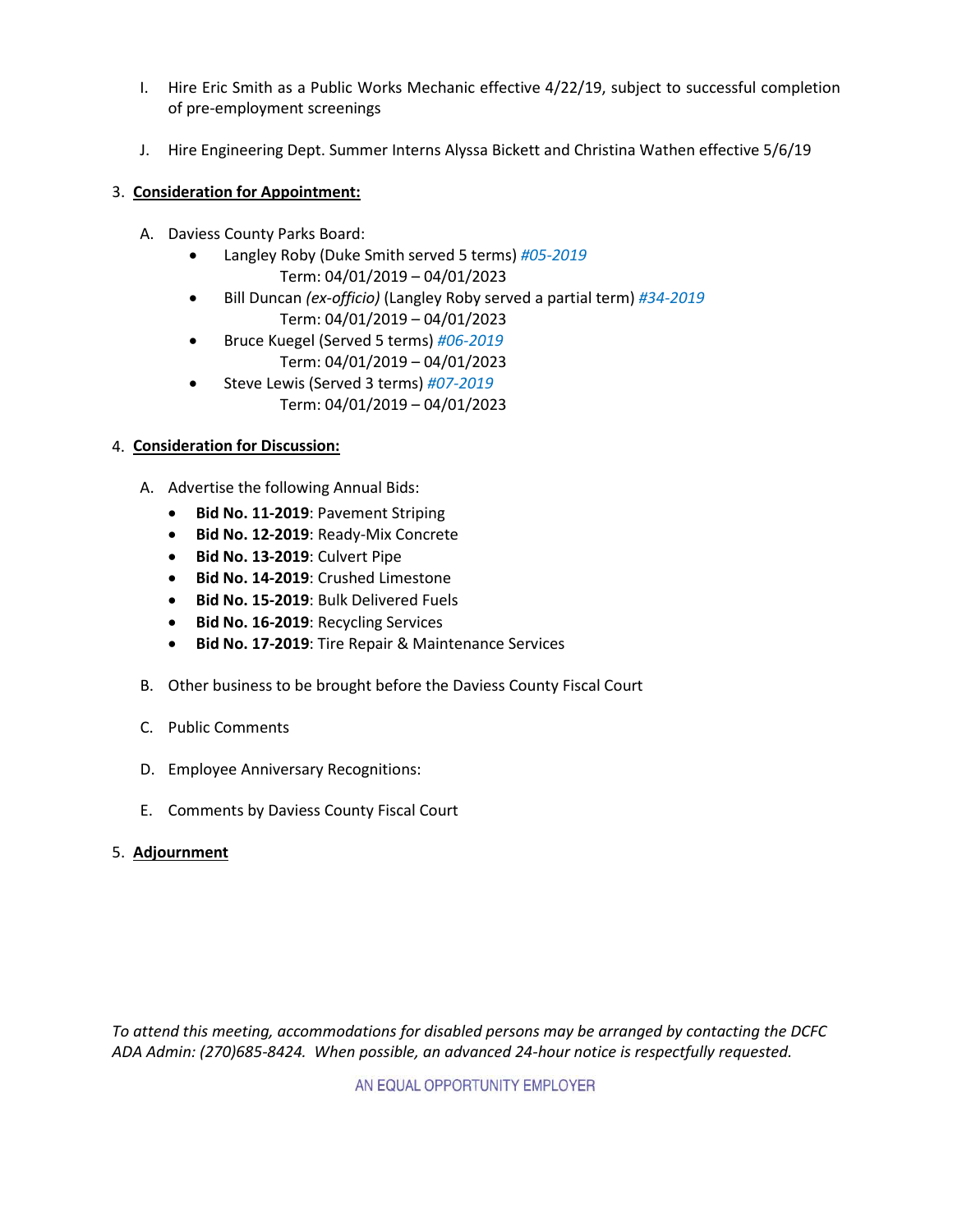I. Hire Eric Smith as a Public Works Mechanic effective 4/22/19, subject to successful completion of pre-employment screenings

J. Hire Engineering Dept. Summer Interns Alyssa Bickett and Christina Wathen effective 5/6/19

3. **Consideration for Appointment:**

   A. Daviess County Parks Board:
      - Langley Roby (Duke Smith served 5 terms) *#05-2019*
        Term: 04/01/2019 – 04/01/2023
      - Bill Duncan *(ex-officio)* (Langley Roby served a partial term) *#34-2019*
        Term: 04/01/2019 – 04/01/2023
      - Bruce Kuegel (Served 5 terms) *#06-2019*
        Term: 04/01/2019 – 04/01/2023
      - Steve Lewis (Served 3 terms) *#07-2019*
        Term: 04/01/2019 – 04/01/2023

4. **Consideration for Discussion:**

   A. Advertise the following Annual Bids:
      - **Bid No. 11-2019**: Pavement Striping
      - **Bid No. 12-2019**: Ready-Mix Concrete
      - **Bid No. 13-2019**: Culvert Pipe
      - **Bid No. 14-2019**: Crushed Limestone
      - **Bid No. 15-2019**: Bulk Delivered Fuels
      - **Bid No. 16-2019**: Recycling Services
      - **Bid No. 17-2019**: Tire Repair & Maintenance Services

   B. Other business to be brought before the Daviess County Fiscal Court

   C. Public Comments

   D. Employee Anniversary Recognitions:

   E. Comments by Daviess County Fiscal Court

5. **Adjournment**

*To attend this meeting, accommodations for disabled persons may be arranged by contacting the DCFC ADA Admin: (270)685-8424. When possible, an advanced 24-hour notice is respectfully requested.*

AN EQUAL OPPORTUNITY EMPLOYER